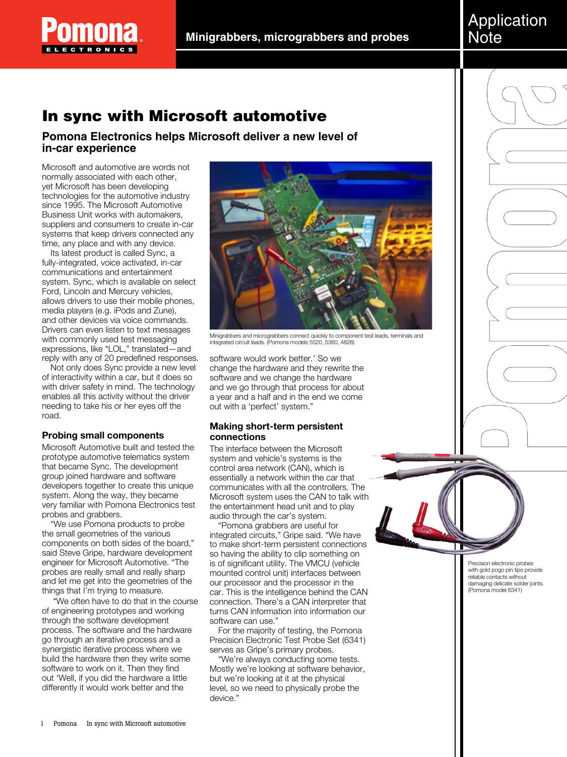# In sync with Microsoft automotive

## Pomona Electronics helps Microsoft deliver a new level of in-car experience

Microsoft and automotive are words not normally associated with each other, yet Microsoft has been developing technologies for the automotive industry since 1995. The Microsoft Automotive Business Unit works with automakers, suppliers and consumers to create in-car systems that keep drivers connected any time, any place and with any device.

Its latest product is called Sync, a fully-integrated, voice activated, in-car communications and entertainment system. Sync, which is available on select Ford, Lincoln and Mercury vehicles, allows drivers to use their mobile phones, media players (e.g. iPods and Zune), and other devices via voice commands. Drivers can even listen to text messages with commonly used test messaging expressions, like "LOL," translated—and reply with any of 20 predefined responses.

Not only does Sync provide a new level of interactivity within a car, but it does so with driver safety in mind. The technology enables all this activity without the driver needing to take his or her eyes off the road.

Minigrabbers and micrograbbers connect quickly to component test leads, terminals and integrated circuit leads. (Pomona models 5520, 5360, 4826)

### Probing small components

Microsoft Automotive built and tested the prototype automotive telematics system that became Sync. The development group joined hardware and software developers together to create this unique system. Along the way, they became very familiar with Pomona Electronics test probes and grabbers.

"We use Pomona products to probe the small geometries of the various components on both sides of the board," said Steve Gripe, hardware development engineer for Microsoft Automotive. "The probes are really small and really sharp and let me get into the geometries of the things that I'm trying to measure.

"We often have to do that in the course of engineering prototypes and working through the software development process. The software and the hardware go through an iterative process and a synergistic iterative process where we build the hardware then they write some software to work on it. Then they find out 'Well, if you did the hardware a little differently it would work better and the software would work better.' So we change the hardware and they rewrite the software and we change the hardware and we go through that process for about a year and a half and in the end we come out with a 'perfect' system."

### Making short-term persistent connections

The interface between the Microsoft system and vehicle's systems is the control area network (CAN), which is essentially a network within the car that communicates with all the controllers. The Microsoft system uses the CAN to talk with the entertainment head unit and to play audio through the car's system.

"Pomona grabbers are useful for integrated circuits," Gripe said. "We have to make short-term persistent connections so having the ability to clip something on is of significant utility. The VMCU (vehicle mounted control unit) interfaces between our processor and the processor in the car. This is the intelligence behind the CAN connection. There's a CAN interpreter that turns CAN information into information our software can use."

For the majority of testing, the Pomona Precision Electronic Test Probe Set (6341) serves as Gripe's primary probes.

"We're always conducting some tests. Mostly we're looking at software behavior, but we're looking at it at the physical level, so we need to physically probe the device."

Precision electronic probes with gold pogo pin tips provide reliable contacts without damaging delicate solder joints. (Pomona model 6341)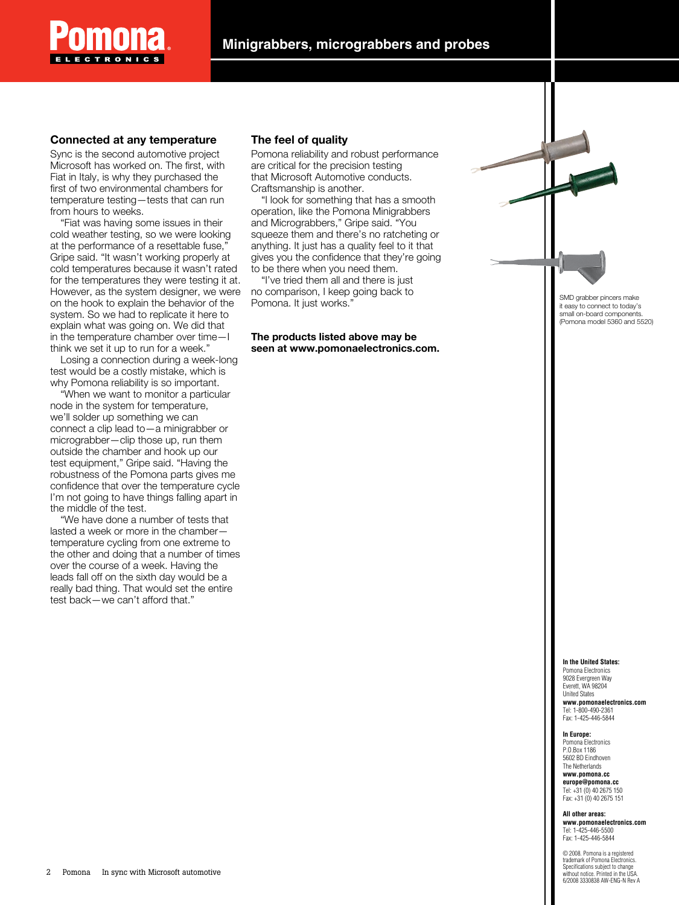## Connected at any temperature

Sync is the second automotive project Microsoft has worked on. The first, with Fiat in Italy, is why they purchased the first of two environmental chambers for temperature testing—tests that can run from hours to weeks.

"Fiat was having some issues in their cold weather testing, so we were looking at the performance of a resettable fuse," Gripe said. "It wasn't working properly at cold temperatures because it wasn't rated for the temperatures they were testing it at. However, as the system designer, we were on the hook to explain the behavior of the system. So we had to replicate it here to explain what was going on. We did that in the temperature chamber over time—I think we set it up to run for a week."

Losing a connection during a week-long test would be a costly mistake, which is why Pomona reliability is so important.

"When we want to monitor a particular node in the system for temperature, we'll solder up something we can connect a clip lead to—a minigrabber or micrograbber—clip those up, run them outside the chamber and hook up our test equipment," Gripe said. "Having the robustness of the Pomona parts gives me confidence that over the temperature cycle I'm not going to have things falling apart in the middle of the test.

"We have done a number of tests that lasted a week or more in the chamber—temperature cycling from one extreme to the other and doing that a number of times over the course of a week. Having the leads fall off on the sixth day would be a really bad thing. That would set the entire test back—we can't afford that."

## The feel of quality

Pomona reliability and robust performance are critical for the precision testing that Microsoft Automotive conducts. Craftsmanship is another.

"I look for something that has a smooth operation, like the Pomona Minigrabbers and Micrograbbers," Gripe said. "You squeeze them and there's no ratcheting or anything. It just has a quality feel to it that gives you the confidence that they're going to be there when you need them.

"I've tried them all and there is just no comparison, I keep going back to Pomona. It just works."

**The products listed above may be seen at www.pomonaelectronics.com.**

SMD grabber pincers make it easy to connect to today's small on-board components. (Pomona model 5360 and 5520)

**In the United States:**
Pomona Electronics
9028 Evergreen Way
Everett, WA 98204
United States
**www.pomonaelectronics.com**
Tel: 1-800-490-2361
Fax: 1-425-446-5844

**In Europe:**
Pomona Electronics
P.O.Box 1186
5602 BD Eindhoven
The Netherlands
**www.pomona.cc**
**europe@pomona.cc**
Tel: +31 (0) 40 2675 150
Fax: +31 (0) 40 2675 151

**All other areas:**
**www.pomonaelectronics.com**
Tel: 1-425-446-5500
Fax: 1-425-446-5844

© 2008. Pomona is a registered trademark of Pomona Electronics. Specifications subject to change without notice. Printed in the USA. 6/2008 3330838 AW-ENG-N Rev A